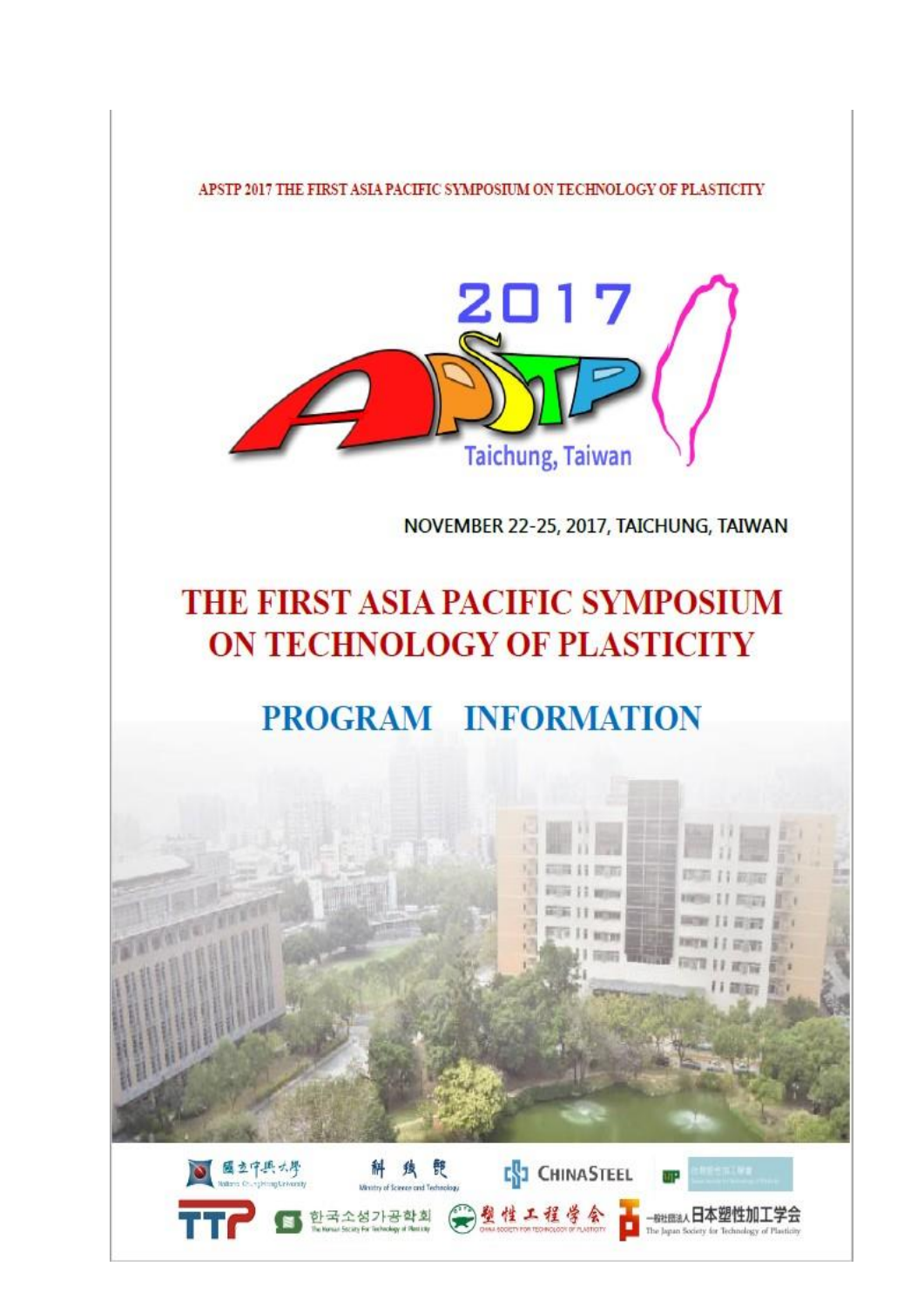APSTP 2017 THE FIRST ASIA PACIFIC SYMPOSIUM ON TECHNOLOGY OF PLASTICITY

2017 APSTP

Taichung, Taiwan

NOVEMBER 22-25, 2017, TAICHUNG, TAIWAN

# THE FIRST ASIA PACIFIC SYMPOSIUM ON TECHNOLOGY OF PLASTICITY

## PROGRAM INFORMATION

國立中興大學 National Chung Hsing University

科技部 Ministry of Science and Technology

CHINASTEEL

TTP

한국소성가공학회 The Korean Society For Technology of Plasticity

塑性工程學會 CHINA SOCIETY FOR TECHNOLOGY OF PLASTICITY

一般社団法人日本塑性加工学会 The Japan Society for Technology of Plasticity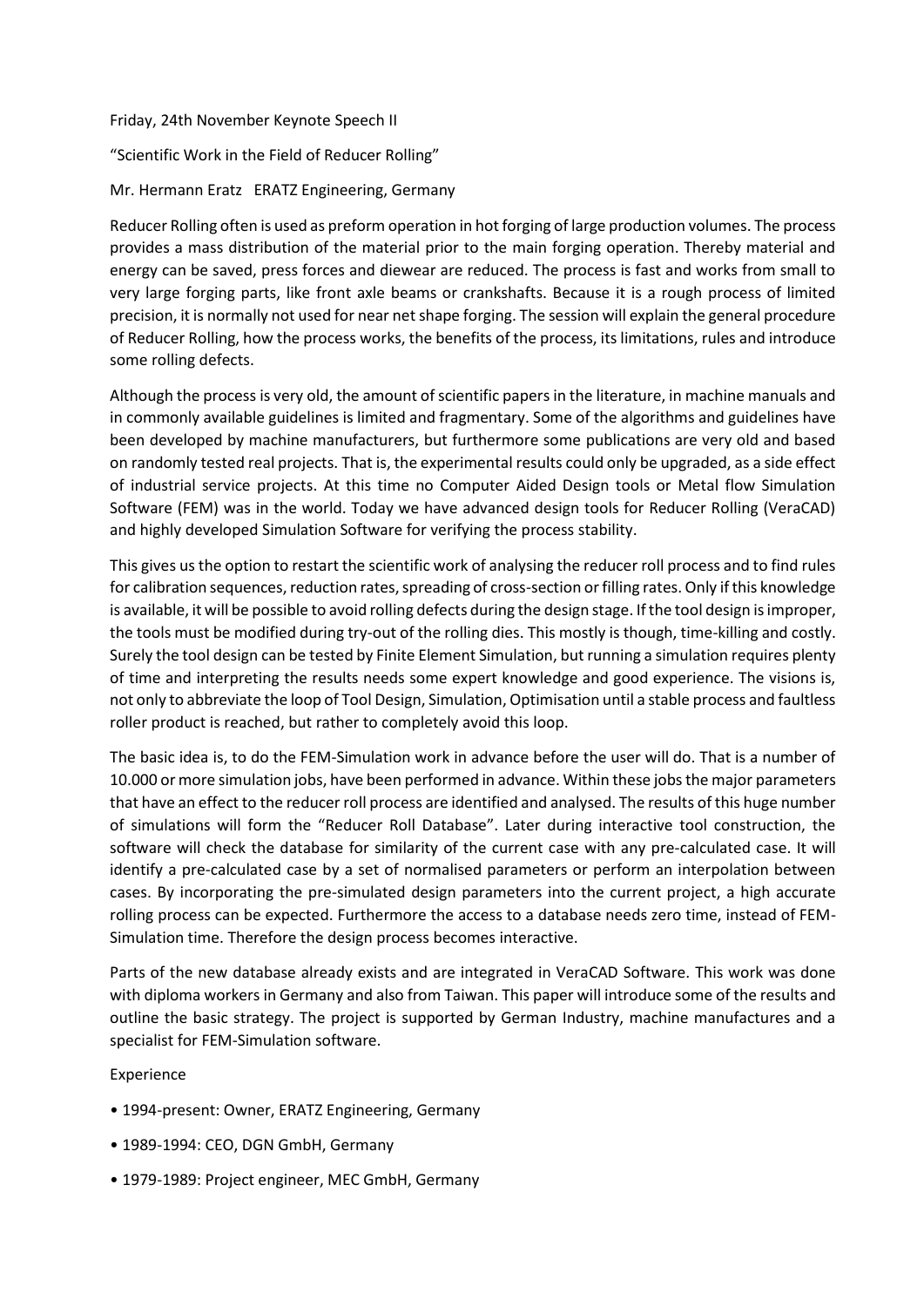Friday, 24th November Keynote Speech II

“Scientific Work in the Field of Reducer Rolling”

Mr. Hermann Eratz   ERATZ Engineering, Germany

Reducer Rolling often is used as preform operation in hot forging of large production volumes. The process provides a mass distribution of the material prior to the main forging operation. Thereby material and energy can be saved, press forces and diewear are reduced. The process is fast and works from small to very large forging parts, like front axle beams or crankshafts. Because it is a rough process of limited precision, it is normally not used for near net shape forging. The session will explain the general procedure of Reducer Rolling, how the process works, the benefits of the process, its limitations, rules and introduce some rolling defects.

Although the process is very old, the amount of scientific papers in the literature, in machine manuals and in commonly available guidelines is limited and fragmentary. Some of the algorithms and guidelines have been developed by machine manufacturers, but furthermore some publications are very old and based on randomly tested real projects. That is, the experimental results could only be upgraded, as a side effect of industrial service projects. At this time no Computer Aided Design tools or Metal flow Simulation Software (FEM) was in the world. Today we have advanced design tools for Reducer Rolling (VeraCAD) and highly developed Simulation Software for verifying the process stability.

This gives us the option to restart the scientific work of analysing the reducer roll process and to find rules for calibration sequences, reduction rates, spreading of cross-section or filling rates. Only if this knowledge is available, it will be possible to avoid rolling defects during the design stage. If the tool design is improper, the tools must be modified during try-out of the rolling dies. This mostly is though, time-killing and costly. Surely the tool design can be tested by Finite Element Simulation, but running a simulation requires plenty of time and interpreting the results needs some expert knowledge and good experience. The visions is, not only to abbreviate the loop of Tool Design, Simulation, Optimisation until a stable process and faultless roller product is reached, but rather to completely avoid this loop.

The basic idea is, to do the FEM-Simulation work in advance before the user will do. That is a number of 10.000 or more simulation jobs, have been performed in advance. Within these jobs the major parameters that have an effect to the reducer roll process are identified and analysed. The results of this huge number of simulations will form the “Reducer Roll Database”. Later during interactive tool construction, the software will check the database for similarity of the current case with any pre-calculated case. It will identify a pre-calculated case by a set of normalised parameters or perform an interpolation between cases. By incorporating the pre-simulated design parameters into the current project, a high accurate rolling process can be expected. Furthermore the access to a database needs zero time, instead of FEM-Simulation time. Therefore the design process becomes interactive.

Parts of the new database already exists and are integrated in VeraCAD Software. This work was done with diploma workers in Germany and also from Taiwan. This paper will introduce some of the results and outline the basic strategy. The project is supported by German Industry, machine manufactures and a specialist for FEM-Simulation software.

Experience

- 1994-present: Owner, ERATZ Engineering, Germany
- 1989-1994: CEO, DGN GmbH, Germany
- 1979-1989: Project engineer, MEC GmbH, Germany